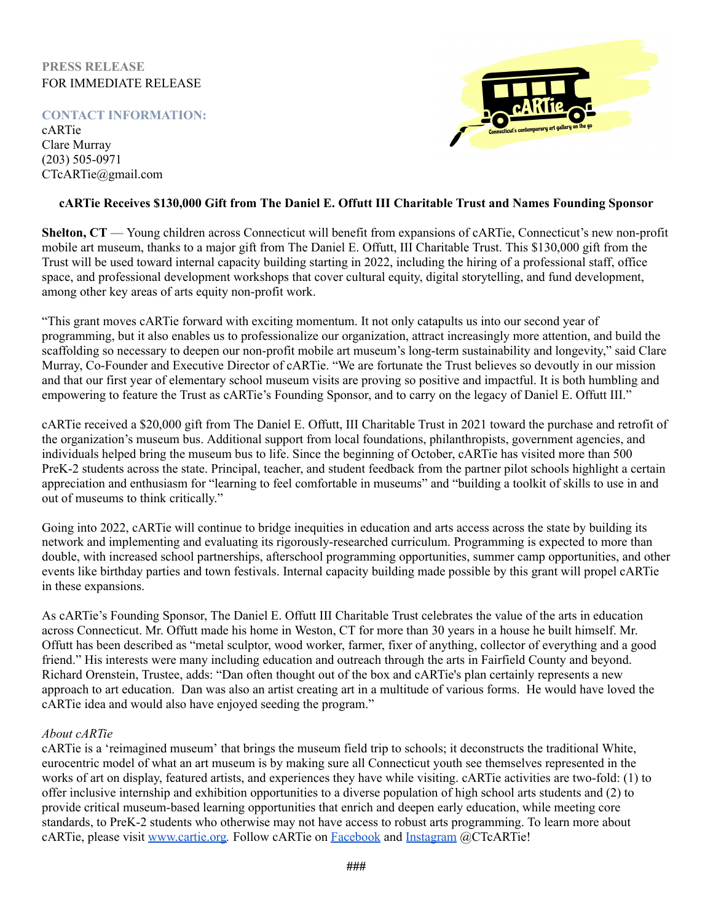PRESS RELEASE
FOR IMMEDIATE RELEASE

**CONTACT INFORMATION:**
cARTie
Clare Murray
(203) 505-0971
CTcARTie@gmail.com

**cARTie Receives $130,000 Gift from The Daniel E. Offutt III Charitable Trust and Names Founding Sponsor**

**Shelton, CT** — Young children across Connecticut will benefit from expansions of cARTie, Connecticut's new non-profit mobile art museum, thanks to a major gift from The Daniel E. Offutt, III Charitable Trust. This $130,000 gift from the Trust will be used toward internal capacity building starting in 2022, including the hiring of a professional staff, office space, and professional development workshops that cover cultural equity, digital storytelling, and fund development, among other key areas of arts equity non-profit work.

"This grant moves cARTie forward with exciting momentum. It not only catapults us into our second year of programming, but it also enables us to professionalize our organization, attract increasingly more attention, and build the scaffolding so necessary to deepen our non-profit mobile art museum's long-term sustainability and longevity," said Clare Murray, Co-Founder and Executive Director of cARTie. "We are fortunate the Trust believes so devoutly in our mission and that our first year of elementary school museum visits are proving so positive and impactful. It is both humbling and empowering to feature the Trust as cARTie's Founding Sponsor, and to carry on the legacy of Daniel E. Offutt III."

cARTie received a $20,000 gift from The Daniel E. Offutt, III Charitable Trust in 2021 toward the purchase and retrofit of the organization's museum bus. Additional support from local foundations, philanthropists, government agencies, and individuals helped bring the museum bus to life. Since the beginning of October, cARTie has visited more than 500 PreK-2 students across the state. Principal, teacher, and student feedback from the partner pilot schools highlight a certain appreciation and enthusiasm for "learning to feel comfortable in museums" and "building a toolkit of skills to use in and out of museums to think critically."

Going into 2022, cARTie will continue to bridge inequities in education and arts access across the state by building its network and implementing and evaluating its rigorously-researched curriculum. Programming is expected to more than double, with increased school partnerships, afterschool programming opportunities, summer camp opportunities, and other events like birthday parties and town festivals. Internal capacity building made possible by this grant will propel cARTie in these expansions.

As cARTie's Founding Sponsor, The Daniel E. Offutt III Charitable Trust celebrates the value of the arts in education across Connecticut. Mr. Offutt made his home in Weston, CT for more than 30 years in a house he built himself. Mr. Offutt has been described as "metal sculptor, wood worker, farmer, fixer of anything, collector of everything and a good friend." His interests were many including education and outreach through the arts in Fairfield County and beyond. Richard Orenstein, Trustee, adds: "Dan often thought out of the box and cARTie's plan certainly represents a new approach to art education. Dan was also an artist creating art in a multitude of various forms. He would have loved the cARTie idea and would also have enjoyed seeding the program."

*About cARTie*
cARTie is a 'reimagined museum' that brings the museum field trip to schools; it deconstructs the traditional White, eurocentric model of what an art museum is by making sure all Connecticut youth see themselves represented in the works of art on display, featured artists, and experiences they have while visiting. cARTie activities are two-fold: (1) to offer inclusive internship and exhibition opportunities to a diverse population of high school arts students and (2) to provide critical museum-based learning opportunities that enrich and deepen early education, while meeting core standards, to PreK-2 students who otherwise may not have access to robust arts programming. To learn more about cARTie, please visit www.cartie.org. Follow cARTie on Facebook and Instagram @CTcARTie!

###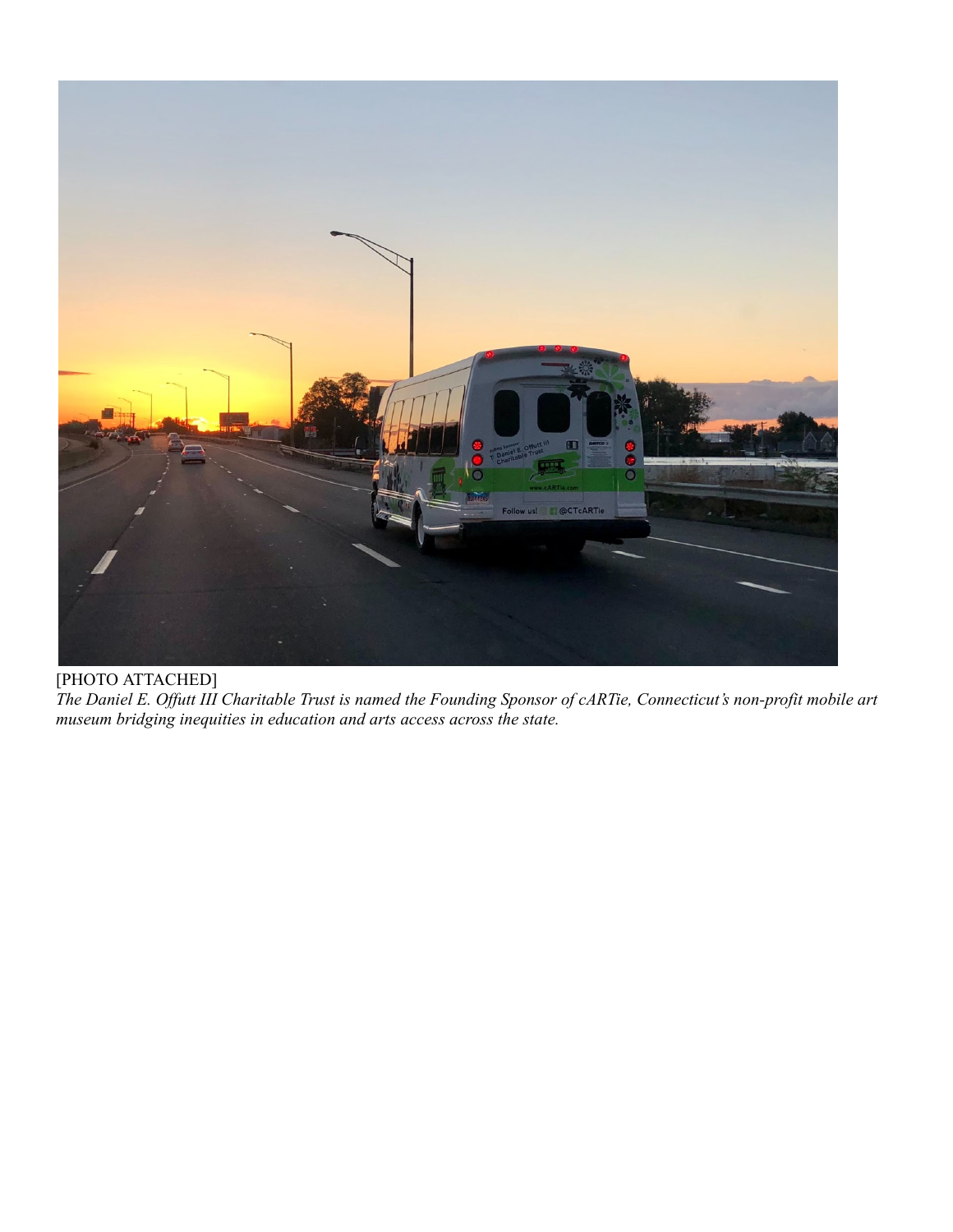[PHOTO ATTACHED]

*The Daniel E. Offutt III Charitable Trust is named the Founding Sponsor of cARTie, Connecticut's non-profit mobile art museum bridging inequities in education and arts access across the state.*